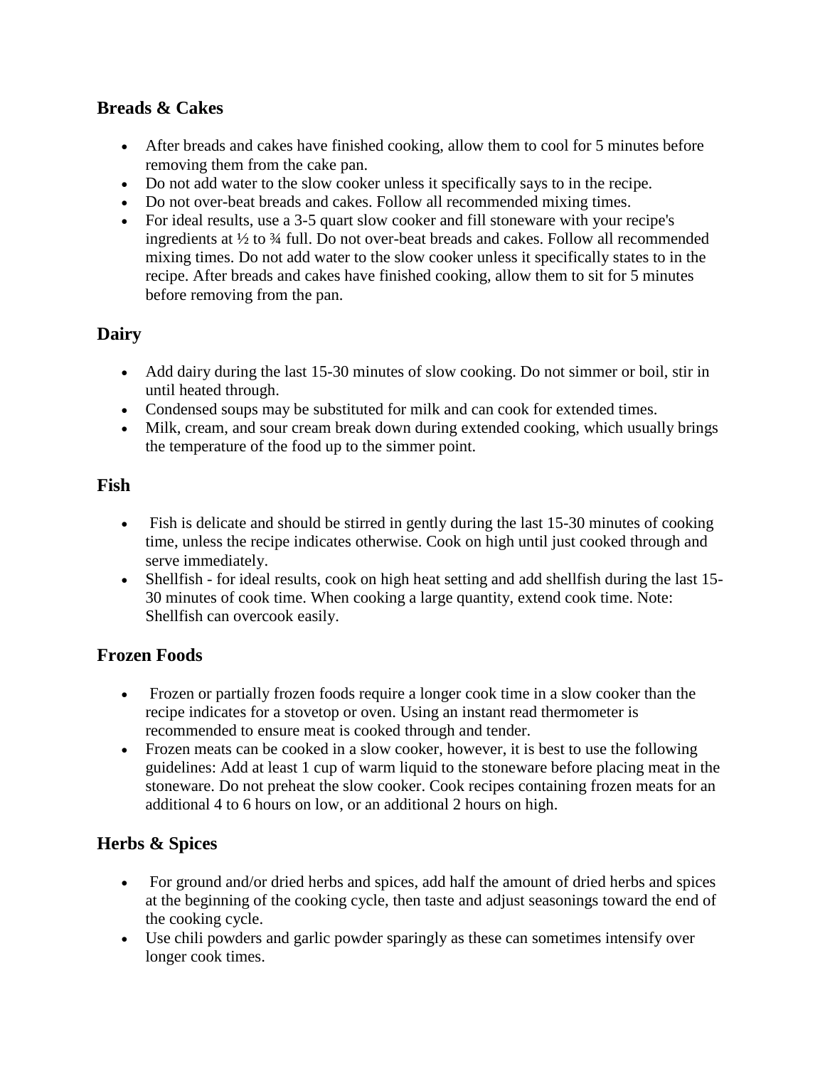## Breads & Cakes

- After breads and cakes have finished cooking, allow them to cool for 5 minutes before removing them from the cake pan.
- Do not add water to the slow cooker unless it specifically says to in the recipe.
- Do not over-beat breads and cakes. Follow all recommended mixing times.
- For ideal results, use a 3-5 quart slow cooker and fill stoneware with your recipe's ingredients at ½ to ¾ full. Do not over-beat breads and cakes. Follow all recommended mixing times. Do not add water to the slow cooker unless it specifically states to in the recipe. After breads and cakes have finished cooking, allow them to sit for 5 minutes before removing from the pan.

## Dairy

- Add dairy during the last 15-30 minutes of slow cooking. Do not simmer or boil, stir in until heated through.
- Condensed soups may be substituted for milk and can cook for extended times.
- Milk, cream, and sour cream break down during extended cooking, which usually brings the temperature of the food up to the simmer point.

## Fish

- Fish is delicate and should be stirred in gently during the last 15-30 minutes of cooking time, unless the recipe indicates otherwise. Cook on high until just cooked through and serve immediately.
- Shellfish - for ideal results, cook on high heat setting and add shellfish during the last 15-30 minutes of cook time. When cooking a large quantity, extend cook time. Note: Shellfish can overcook easily.

## Frozen Foods

- Frozen or partially frozen foods require a longer cook time in a slow cooker than the recipe indicates for a stovetop or oven. Using an instant read thermometer is recommended to ensure meat is cooked through and tender.
- Frozen meats can be cooked in a slow cooker, however, it is best to use the following guidelines: Add at least 1 cup of warm liquid to the stoneware before placing meat in the stoneware. Do not preheat the slow cooker. Cook recipes containing frozen meats for an additional 4 to 6 hours on low, or an additional 2 hours on high.

## Herbs & Spices

- For ground and/or dried herbs and spices, add half the amount of dried herbs and spices at the beginning of the cooking cycle, then taste and adjust seasonings toward the end of the cooking cycle.
- Use chili powders and garlic powder sparingly as these can sometimes intensify over longer cook times.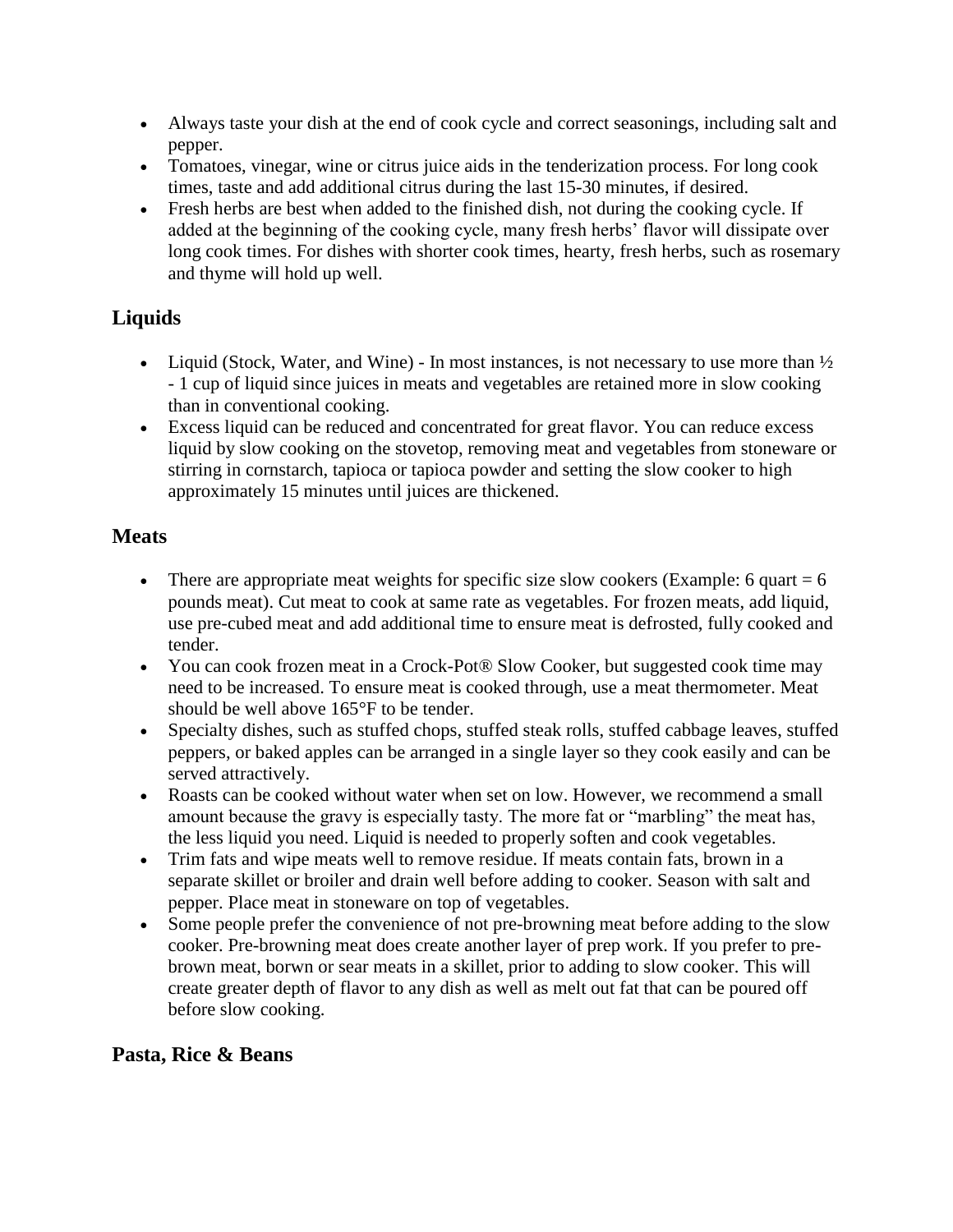- Always taste your dish at the end of cook cycle and correct seasonings, including salt and pepper.
- Tomatoes, vinegar, wine or citrus juice aids in the tenderization process. For long cook times, taste and add additional citrus during the last 15-30 minutes, if desired.
- Fresh herbs are best when added to the finished dish, not during the cooking cycle. If added at the beginning of the cooking cycle, many fresh herbs' flavor will dissipate over long cook times. For dishes with shorter cook times, hearty, fresh herbs, such as rosemary and thyme will hold up well.

## Liquids

- Liquid (Stock, Water, and Wine) - In most instances, is not necessary to use more than ½ - 1 cup of liquid since juices in meats and vegetables are retained more in slow cooking than in conventional cooking.
- Excess liquid can be reduced and concentrated for great flavor. You can reduce excess liquid by slow cooking on the stovetop, removing meat and vegetables from stoneware or stirring in cornstarch, tapioca or tapioca powder and setting the slow cooker to high approximately 15 minutes until juices are thickened.

## Meats

- There are appropriate meat weights for specific size slow cookers (Example: 6 quart = 6 pounds meat). Cut meat to cook at same rate as vegetables. For frozen meats, add liquid, use pre-cubed meat and add additional time to ensure meat is defrosted, fully cooked and tender.
- You can cook frozen meat in a Crock-Pot® Slow Cooker, but suggested cook time may need to be increased. To ensure meat is cooked through, use a meat thermometer. Meat should be well above 165°F to be tender.
- Specialty dishes, such as stuffed chops, stuffed steak rolls, stuffed cabbage leaves, stuffed peppers, or baked apples can be arranged in a single layer so they cook easily and can be served attractively.
- Roasts can be cooked without water when set on low. However, we recommend a small amount because the gravy is especially tasty. The more fat or "marbling" the meat has, the less liquid you need. Liquid is needed to properly soften and cook vegetables.
- Trim fats and wipe meats well to remove residue. If meats contain fats, brown in a separate skillet or broiler and drain well before adding to cooker. Season with salt and pepper. Place meat in stoneware on top of vegetables.
- Some people prefer the convenience of not pre-browning meat before adding to the slow cooker. Pre-browning meat does create another layer of prep work. If you prefer to pre-brown meat, borwn or sear meats in a skillet, prior to adding to slow cooker. This will create greater depth of flavor to any dish as well as melt out fat that can be poured off before slow cooking.

## Pasta, Rice & Beans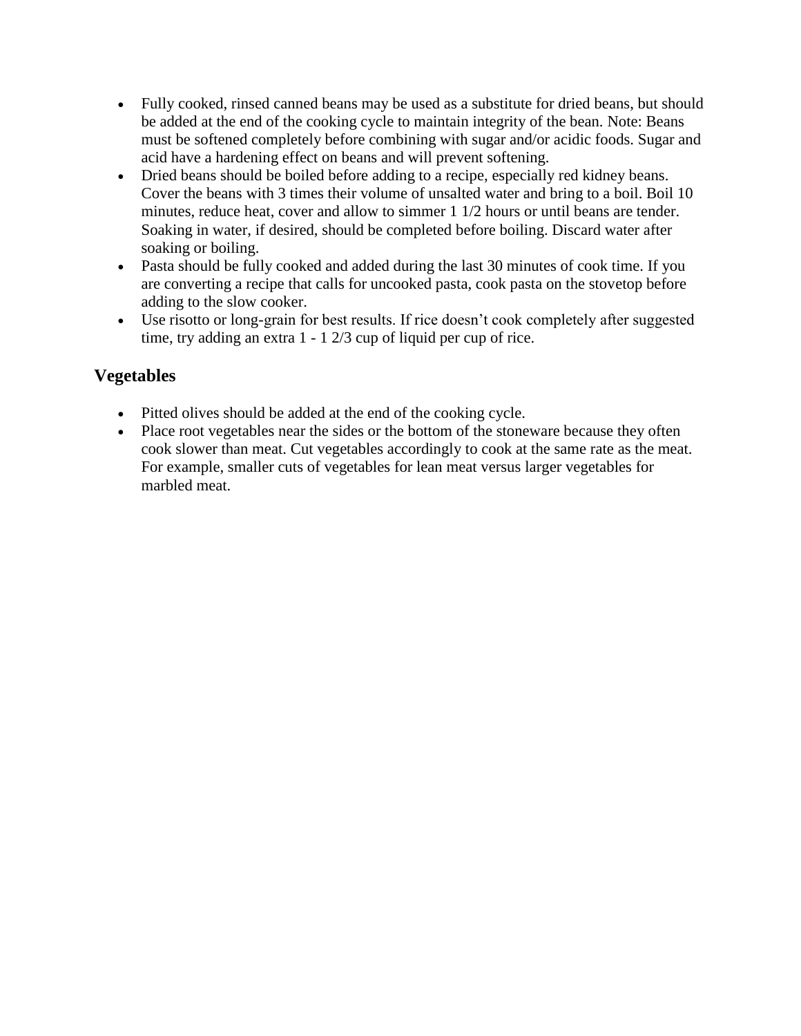- Fully cooked, rinsed canned beans may be used as a substitute for dried beans, but should be added at the end of the cooking cycle to maintain integrity of the bean. Note: Beans must be softened completely before combining with sugar and/or acidic foods. Sugar and acid have a hardening effect on beans and will prevent softening.
- Dried beans should be boiled before adding to a recipe, especially red kidney beans. Cover the beans with 3 times their volume of unsalted water and bring to a boil. Boil 10 minutes, reduce heat, cover and allow to simmer 1 1/2 hours or until beans are tender. Soaking in water, if desired, should be completed before boiling. Discard water after soaking or boiling.
- Pasta should be fully cooked and added during the last 30 minutes of cook time. If you are converting a recipe that calls for uncooked pasta, cook pasta on the stovetop before adding to the slow cooker.
- Use risotto or long-grain for best results. If rice doesn't cook completely after suggested time, try adding an extra 1 - 1 2/3 cup of liquid per cup of rice.

## Vegetables

- Pitted olives should be added at the end of the cooking cycle.
- Place root vegetables near the sides or the bottom of the stoneware because they often cook slower than meat. Cut vegetables accordingly to cook at the same rate as the meat. For example, smaller cuts of vegetables for lean meat versus larger vegetables for marbled meat.